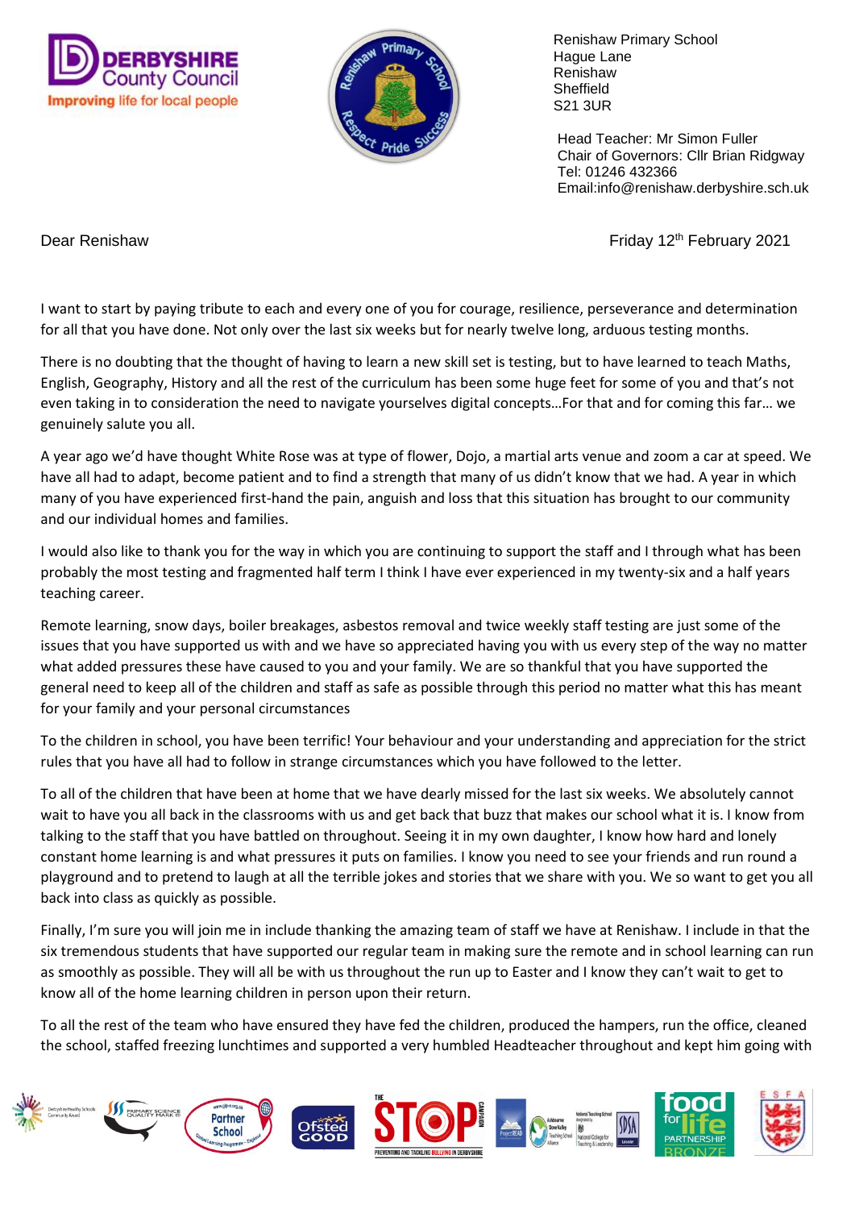Renishaw Primary School
Hague Lane
Renishaw
Sheffield
S21 3UR

Head Teacher: Mr Simon Fuller
Chair of Governors: Cllr Brian Ridgway
Tel: 01246 432366
Email:info@renishaw.derbyshire.sch.uk

Dear Renishaw

Friday 12th February 2021

I want to start by paying tribute to each and every one of you for courage, resilience, perseverance and determination for all that you have done. Not only over the last six weeks but for nearly twelve long, arduous testing months.

There is no doubting that the thought of having to learn a new skill set is testing, but to have learned to teach Maths, English, Geography, History and all the rest of the curriculum has been some huge feet for some of you and that's not even taking in to consideration the need to navigate yourselves digital concepts…For that and for coming this far… we genuinely salute you all.

A year ago we'd have thought White Rose was at type of flower, Dojo, a martial arts venue and zoom a car at speed. We have all had to adapt, become patient and to find a strength that many of us didn't know that we had. A year in which many of you have experienced first-hand the pain, anguish and loss that this situation has brought to our community and our individual homes and families.

I would also like to thank you for the way in which you are continuing to support the staff and I through what has been probably the most testing and fragmented half term I think I have ever experienced in my twenty-six and a half years teaching career.

Remote learning, snow days, boiler breakages, asbestos removal and twice weekly staff testing are just some of the issues that you have supported us with and we have so appreciated having you with us every step of the way no matter what added pressures these have caused to you and your family. We are so thankful that you have supported the general need to keep all of the children and staff as safe as possible through this period no matter what this has meant for your family and your personal circumstances

To the children in school, you have been terrific! Your behaviour and your understanding and appreciation for the strict rules that you have all had to follow in strange circumstances which you have followed to the letter.

To all of the children that have been at home that we have dearly missed for the last six weeks. We absolutely cannot wait to have you all back in the classrooms with us and get back that buzz that makes our school what it is. I know from talking to the staff that you have battled on throughout. Seeing it in my own daughter, I know how hard and lonely constant home learning is and what pressures it puts on families. I know you need to see your friends and run round a playground and to pretend to laugh at all the terrible jokes and stories that we share with you. We so want to get you all back into class as quickly as possible.

Finally, I'm sure you will join me in include thanking the amazing team of staff we have at Renishaw. I include in that the six tremendous students that have supported our regular team in making sure the remote and in school learning can run as smoothly as possible. They will all be with us throughout the run up to Easter and I know they can't wait to get to know all of the home learning children in person upon their return.

To all the rest of the team who have ensured they have fed the children, produced the hampers, run the office, cleaned the school, staffed freezing lunchtimes and supported a very humbled Headteacher throughout and kept him going with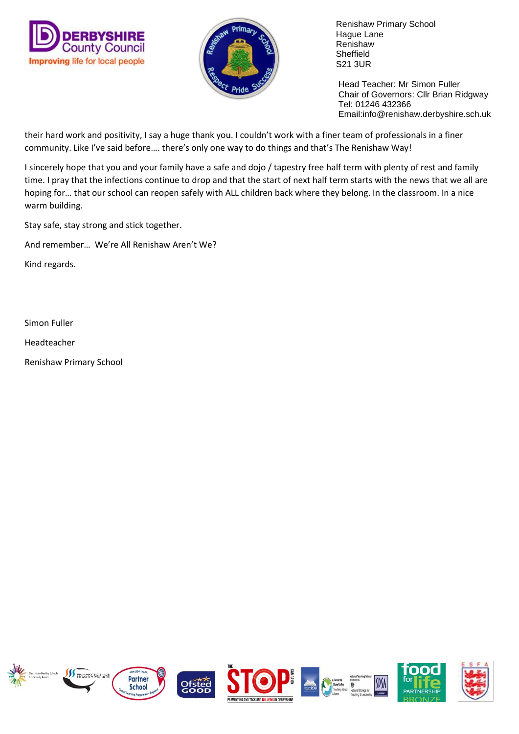Renishaw Primary School
Hague Lane
Renishaw
Sheffield
S21 3UR

Head Teacher: Mr Simon Fuller
Chair of Governors: Cllr Brian Ridgway
Tel: 01246 432366
Email:info@renishaw.derbyshire.sch.uk

their hard work and positivity, I say a huge thank you. I couldn't work with a finer team of professionals in a finer community. Like I've said before…. there's only one way to do things and that's The Renishaw Way!

I sincerely hope that you and your family have a safe and dojo / tapestry free half term with plenty of rest and family time. I pray that the infections continue to drop and that the start of next half term starts with the news that we all are hoping for… that our school can reopen safely with ALL children back where they belong. In the classroom. In a nice warm building.

Stay safe, stay strong and stick together.

And remember… We're All Renishaw Aren't We?

Kind regards.

Simon Fuller

Headteacher

Renishaw Primary School